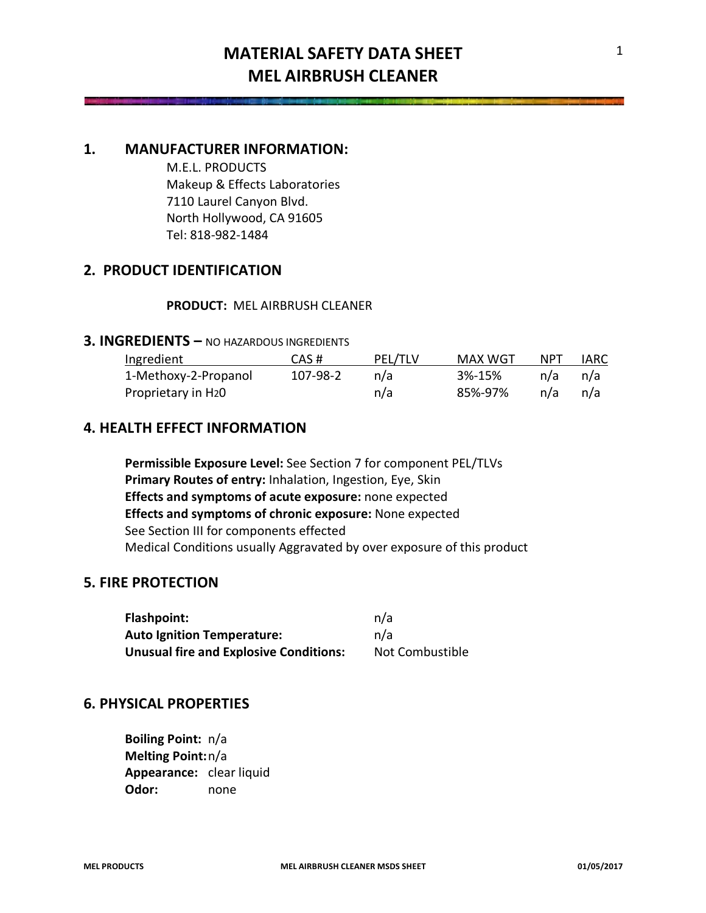# MATERIAL SAFETY DATA SHEET
# MEL AIRBRUSH CLEANER

## 1. MANUFACTURER INFORMATION:

M.E.L. PRODUCTS
Makeup & Effects Laboratories
7110 Laurel Canyon Blvd.
North Hollywood, CA 91605
Tel: 818-982-1484

## 2. PRODUCT IDENTIFICATION

**PRODUCT:** MEL AIRBRUSH CLEANER

## 3. INGREDIENTS – NO HAZARDOUS INGREDIENTS

| Ingredient | CAS # | PEL/TLV | MAX WGT | NPT | IARC |
|---|---|---|---|---|---|
| 1-Methoxy-2-Propanol | 107-98-2 | n/a | 3%-15% | n/a | n/a |
| Proprietary in $H_2O$ | | n/a | 85%-97% | n/a | n/a |

## 4. HEALTH EFFECT INFORMATION

**Permissible Exposure Level:** See Section 7 for component PEL/TLVs
**Primary Routes of entry:** Inhalation, Ingestion, Eye, Skin
**Effects and symptoms of acute exposure:** none expected
**Effects and symptoms of chronic exposure:** None expected
See Section III for components effected
Medical Conditions usually Aggravated by over exposure of this product

## 5. FIRE PROTECTION

**Flashpoint:** n/a
**Auto Ignition Temperature:** n/a
**Unusual fire and Explosive Conditions:** Not Combustible

## 6. PHYSICAL PROPERTIES

**Boiling Point:** n/a
**Melting Point:** n/a
**Appearance:** clear liquid
**Odor:** none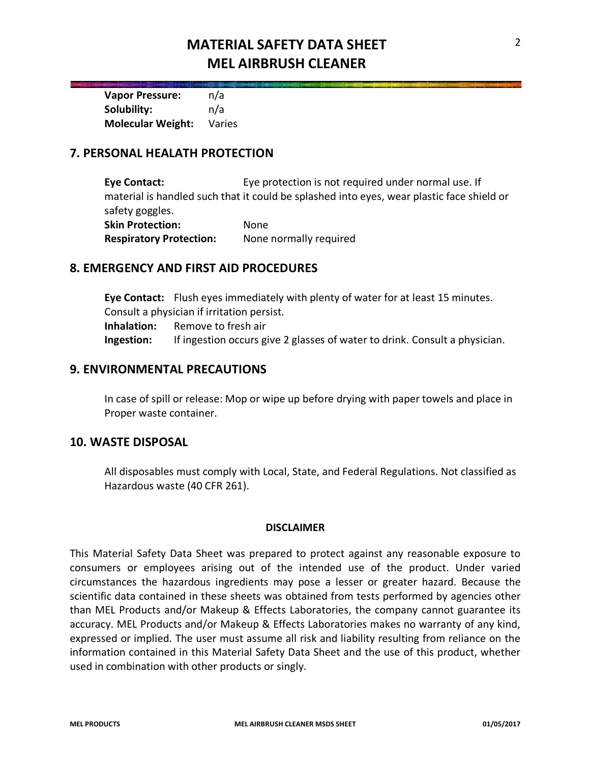**Vapor Pressure:** n/a
**Solubility:** n/a
**Molecular Weight:** Varies

## 7. PERSONAL HEALATH PROTECTION

**Eye Contact:** Eye protection is not required under normal use. If material is handled such that it could be splashed into eyes, wear plastic face shield or safety goggles.
**Skin Protection:** None
**Respiratory Protection:** None normally required

## 8. EMERGENCY AND FIRST AID PROCEDURES

**Eye Contact:** Flush eyes immediately with plenty of water for at least 15 minutes. Consult a physician if irritation persist.
**Inhalation:** Remove to fresh air
**Ingestion:** If ingestion occurs give 2 glasses of water to drink. Consult a physician.

## 9. ENVIRONMENTAL PRECAUTIONS

In case of spill or release: Mop or wipe up before drying with paper towels and place in Proper waste container.

## 10. WASTE DISPOSAL

All disposables must comply with Local, State, and Federal Regulations. Not classified as Hazardous waste (40 CFR 261).

**DISCLAIMER**

This Material Safety Data Sheet was prepared to protect against any reasonable exposure to consumers or employees arising out of the intended use of the product. Under varied circumstances the hazardous ingredients may pose a lesser or greater hazard. Because the scientific data contained in these sheets was obtained from tests performed by agencies other than MEL Products and/or Makeup & Effects Laboratories, the company cannot guarantee its accuracy. MEL Products and/or Makeup & Effects Laboratories makes no warranty of any kind, expressed or implied. The user must assume all risk and liability resulting from reliance on the information contained in this Material Safety Data Sheet and the use of this product, whether used in combination with other products or singly.